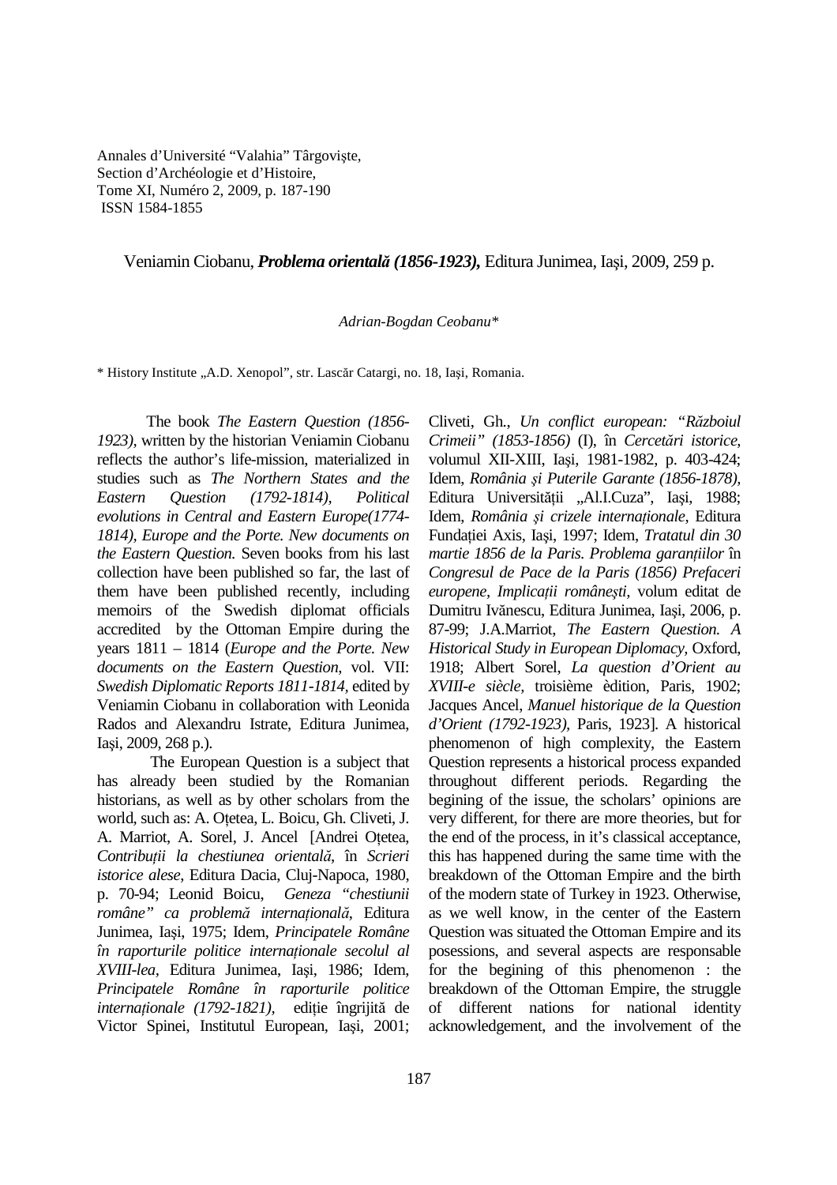Annales d'Université "Valahia" Târgovişte,
Section d'Archéologie et d'Histoire,
Tome XI, Numéro 2, 2009, p. 187-190
ISSN 1584-1855

# Veniamin Ciobanu, ***Problema orientală (1856-1923),*** Editura Junimea, Iaşi, 2009, 259 p.

*Adrian-Bogdan Ceobanu\**

\* History Institute „A.D. Xenopol", str. Lascăr Catargi, no. 18, Iaşi, Romania.

The book *The Eastern Question (1856-1923)*, written by the historian Veniamin Ciobanu reflects the author's life-mission, materialized in studies such as *The Northern States and the Eastern Question (1792-1814), Political evolutions in Central and Eastern Europe(1774-1814), Europe and the Porte. New documents on the Eastern Question.* Seven books from his last collection have been published so far, the last of them have been published recently, including memoirs of the Swedish diplomat officials accredited by the Ottoman Empire during the years 1811 – 1814 (*Europe and the Porte. New documents on the Eastern Question*, vol. VII: *Swedish Diplomatic Reports 1811-1814,* edited by Veniamin Ciobanu in collaboration with Leonida Rados and Alexandru Istrate, Editura Junimea, Iaşi, 2009, 268 p.).

The European Question is a subject that has already been studied by the Romanian historians, as well as by other scholars from the world, such as: A. Oțetea, L. Boicu, Gh. Cliveti, J. A. Marriot, A. Sorel, J. Ancel [Andrei Oțetea, *Contribuții la chestiunea orientală*, în *Scrieri istorice alese*, Editura Dacia, Cluj-Napoca, 1980, p. 70-94; Leonid Boicu, *Geneza "chestiunii române" ca problemă internațională*, Editura Junimea, Iaşi, 1975; Idem, *Principatele Române în raporturile politice internaționale secolul al XVIII-lea*, Editura Junimea, Iaşi, 1986; Idem, *Principatele Române în raporturile politice internaționale (1792-1821),* ediție îngrijită de Victor Spinei, Institutul European, Iaşi, 2001; Cliveti, Gh., *Un conflict european: "Războiul Crimeii" (1853-1856)* (I), în *Cercetări istorice*, volumul XII-XIII, Iaşi, 1981-1982, p. 403-424; Idem, *România şi Puterile Garante (1856-1878),* Editura Universității „Al.I.Cuza", Iaşi, 1988; Idem, *România şi crizele internaționale*, Editura Fundației Axis, Iaşi, 1997; Idem, *Tratatul din 30 martie 1856 de la Paris. Problema garanțiilor* în *Congresul de Pace de la Paris (1856) Prefaceri europene, Implicații româneşti*, volum editat de Dumitru Ivănescu, Editura Junimea, Iaşi, 2006, p. 87-99; J.A.Marriot, *The Eastern Question. A Historical Study in European Diplomacy,* Oxford, 1918; Albert Sorel, *La question d'Orient au XVIII-e siècle,* troisième èdition, Paris, 1902; Jacques Ancel, *Manuel historique de la Question d'Orient (1792-1923)*, Paris, 1923]. A historical phenomenon of high complexity, the Eastern Question represents a historical process expanded throughout different periods. Regarding the begining of the issue, the scholars' opinions are very different, for there are more theories, but for the end of the process, in it's classical acceptance, this has happened during the same time with the breakdown of the Ottoman Empire and the birth of the modern state of Turkey in 1923. Otherwise, as we well know, in the center of the Eastern Question was situated the Ottoman Empire and its posessions, and several aspects are responsable for the begining of this phenomenon : the breakdown of the Ottoman Empire, the struggle of different nations for national identity acknowledgement, and the involvement of the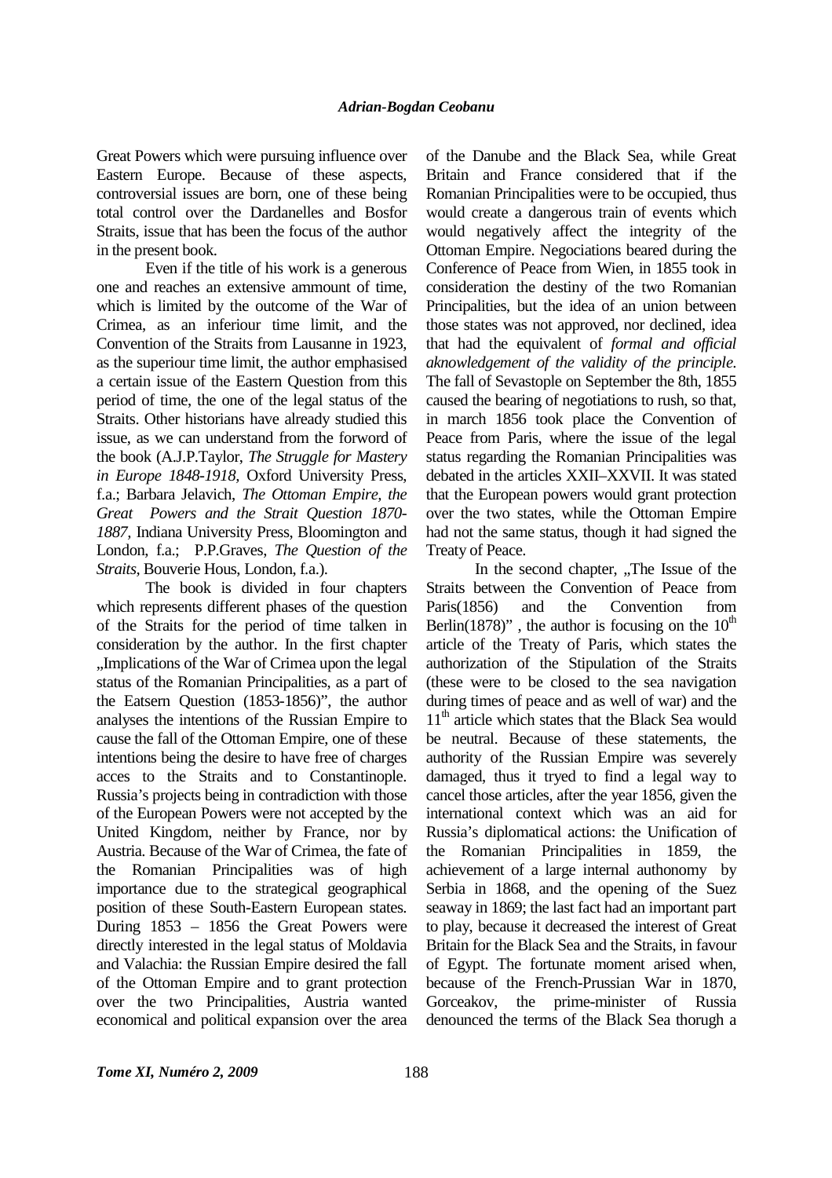Great Powers which were pursuing influence over Eastern Europe. Because of these aspects, controversial issues are born, one of these being total control over the Dardanelles and Bosfor Straits, issue that has been the focus of the author in the present book.

Even if the title of his work is a generous one and reaches an extensive ammount of time, which is limited by the outcome of the War of Crimea, as an inferiour time limit, and the Convention of the Straits from Lausanne in 1923, as the superiour time limit, the author emphasised a certain issue of the Eastern Question from this period of time, the one of the legal status of the Straits. Other historians have already studied this issue, as we can understand from the forword of the book (A.J.P.Taylor, *The Struggle for Mastery in Europe 1848-1918,* Oxford University Press, f.a.; Barbara Jelavich, *The Ottoman Empire, the Great Powers and the Strait Question 1870-1887,* Indiana University Press, Bloomington and London, f.a.; P.P.Graves, *The Question of the Straits,* Bouverie Hous, London, f.a.).

The book is divided in four chapters which represents different phases of the question of the Straits for the period of time talken in consideration by the author. In the first chapter „Implications of the War of Crimea upon the legal status of the Romanian Principalities, as a part of the Eatsern Question (1853-1856)", the author analyses the intentions of the Russian Empire to cause the fall of the Ottoman Empire, one of these intentions being the desire to have free of charges acces to the Straits and to Constantinople. Russia's projects being in contradiction with those of the European Powers were not accepted by the United Kingdom, neither by France, nor by Austria. Because of the War of Crimea, the fate of the Romanian Principalities was of high importance due to the strategical geographical position of these South-Eastern European states. During 1853 – 1856 the Great Powers were directly interested in the legal status of Moldavia and Valachia: the Russian Empire desired the fall of the Ottoman Empire and to grant protection over the two Principalities, Austria wanted economical and political expansion over the area of the Danube and the Black Sea, while Great Britain and France considered that if the Romanian Principalities were to be occupied, thus would create a dangerous train of events which would negatively affect the integrity of the Ottoman Empire. Negociations beared during the Conference of Peace from Wien, in 1855 took in consideration the destiny of the two Romanian Principalities, but the idea of an union between those states was not approved, nor declined, idea that had the equivalent of *formal and official aknowledgement of the validity of the principle.* The fall of Sevastople on September the 8th, 1855 caused the bearing of negotiations to rush, so that, in march 1856 took place the Convention of Peace from Paris, where the issue of the legal status regarding the Romanian Principalities was debated in the articles XXII–XXVII. It was stated that the European powers would grant protection over the two states, while the Ottoman Empire had not the same status, though it had signed the Treaty of Peace.

In the second chapter, „The Issue of the Straits between the Convention of Peace from Paris(1856) and the Convention from Berlin(1878)" , the author is focusing on the 10th article of the Treaty of Paris, which states the authorization of the Stipulation of the Straits (these were to be closed to the sea navigation during times of peace and as well of war) and the 11th article which states that the Black Sea would be neutral. Because of these statements, the authority of the Russian Empire was severely damaged, thus it tryed to find a legal way to cancel those articles, after the year 1856, given the international context which was an aid for Russia's diplomatical actions: the Unification of the Romanian Principalities in 1859, the achievement of a large internal authonomy by Serbia in 1868, and the opening of the Suez seaway in 1869; the last fact had an important part to play, because it decreased the interest of Great Britain for the Black Sea and the Straits, in favour of Egypt. The fortunate moment arised when, because of the French-Prussian War in 1870, Gorceakov, the prime-minister of Russia denounced the terms of the Black Sea thorugh a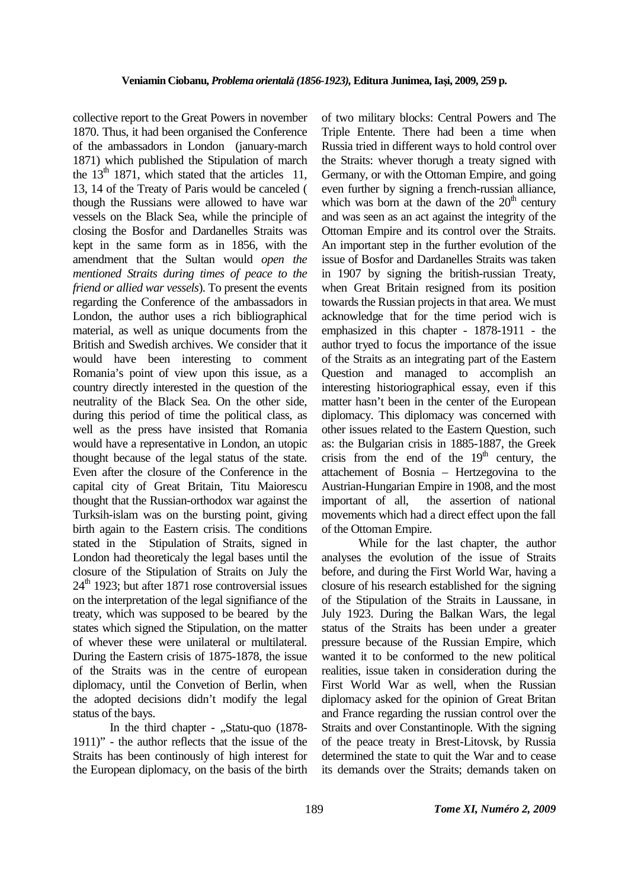collective report to the Great Powers in november 1870. Thus, it had been organised the Conference of the ambassadors in London (january-march 1871) which published the Stipulation of march the 13th 1871, which stated that the articles 11, 13, 14 of the Treaty of Paris would be canceled ( though the Russians were allowed to have war vessels on the Black Sea, while the principle of closing the Bosfor and Dardanelles Straits was kept in the same form as in 1856, with the amendment that the Sultan would *open the mentioned Straits during times of peace to the friend or allied war vessels*). To present the events regarding the Conference of the ambassadors in London, the author uses a rich bibliographical material, as well as unique documents from the British and Swedish archives. We consider that it would have been interesting to comment Romania's point of view upon this issue, as a country directly interested in the question of the neutrality of the Black Sea. On the other side, during this period of time the political class, as well as the press have insisted that Romania would have a representative in London, an utopic thought because of the legal status of the state. Even after the closure of the Conference in the capital city of Great Britain, Titu Maiorescu thought that the Russian-orthodox war against the Turksih-islam was on the bursting point, giving birth again to the Eastern crisis. The conditions stated in the Stipulation of Straits, signed in London had theoreticaly the legal bases until the closure of the Stipulation of Straits on July the 24th 1923; but after 1871 rose controversial issues on the interpretation of the legal signifiance of the treaty, which was supposed to be beared by the states which signed the Stipulation, on the matter of whever these were unilateral or multilateral. During the Eastern crisis of 1875-1878, the issue of the Straits was in the centre of european diplomacy, until the Convetion of Berlin, when the adopted decisions didn't modify the legal status of the bays.

In the third chapter - „Statu-quo (1878-1911)" - the author reflects that the issue of the Straits has been continously of high interest for the European diplomacy, on the basis of the birth of two military blocks: Central Powers and The Triple Entente. There had been a time when Russia tried in different ways to hold control over the Straits: whever thorugh a treaty signed with Germany, or with the Ottoman Empire, and going even further by signing a french-russian alliance, which was born at the dawn of the 20th century and was seen as an act against the integrity of the Ottoman Empire and its control over the Straits. An important step in the further evolution of the issue of Bosfor and Dardanelles Straits was taken in 1907 by signing the british-russian Treaty, when Great Britain resigned from its position towards the Russian projects in that area. We must acknowledge that for the time period wich is emphasized in this chapter - 1878-1911 - the author tryed to focus the importance of the issue of the Straits as an integrating part of the Eastern Question and managed to accomplish an interesting historiographical essay, even if this matter hasn't been in the center of the European diplomacy. This diplomacy was concerned with other issues related to the Eastern Question, such as: the Bulgarian crisis in 1885-1887, the Greek crisis from the end of the 19th century, the attachement of Bosnia – Hertzegovina to the Austrian-Hungarian Empire in 1908, and the most important of all, the assertion of national movements which had a direct effect upon the fall of the Ottoman Empire.

While for the last chapter, the author analyses the evolution of the issue of Straits before, and during the First World War, having a closure of his research established for the signing of the Stipulation of the Straits in Lausanne, in July 1923. During the Balkan Wars, the legal status of the Straits has been under a greater pressure because of the Russian Empire, which wanted it to be conformed to the new political realities, issue taken in consideration during the First World War as well, when the Russian diplomacy asked for the opinion of Great Britan and France regarding the russian control over the Straits and over Constantinople. With the signing of the peace treaty in Brest-Litovsk, by Russia determined the state to quit the War and to cease its demands over the Straits; demands taken on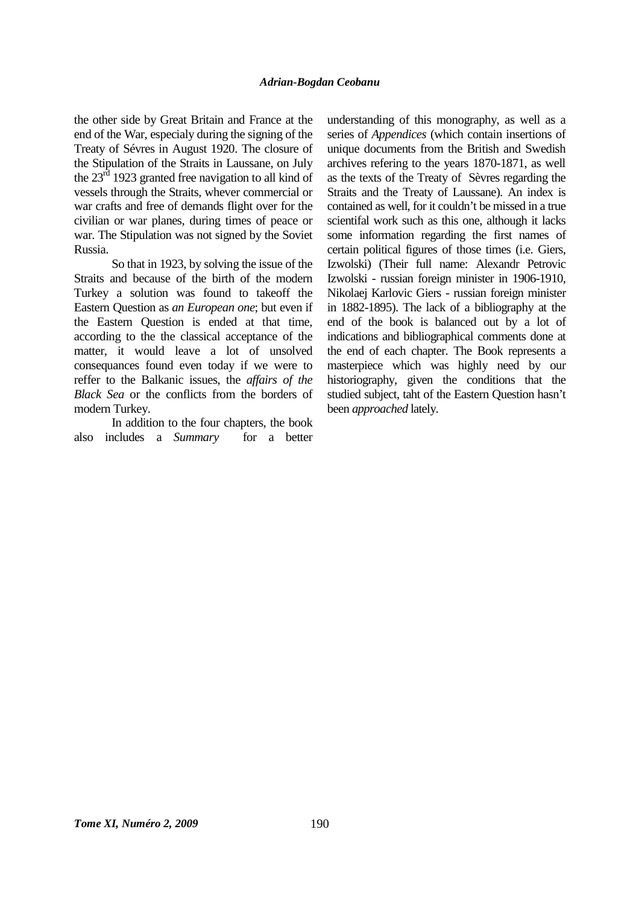the other side by Great Britain and France at the end of the War, especialy during the signing of the Treaty of Sévres in August 1920. The closure of the Stipulation of the Straits in Laussane, on July the 23rd 1923 granted free navigation to all kind of vessels through the Straits, whever commercial or war crafts and free of demands flight over for the civilian or war planes, during times of peace or war. The Stipulation was not signed by the Soviet Russia.

So that in 1923, by solving the issue of the Straits and because of the birth of the modern Turkey a solution was found to takeoff the Eastern Question as *an European one*; but even if the Eastern Question is ended at that time, according to the the classical acceptance of the matter, it would leave a lot of unsolved consequances found even today if we were to reffer to the Balkanic issues, the *affairs of the Black Sea* or the conflicts from the borders of modern Turkey.

In addition to the four chapters, the book also includes a *Summary* for a better understanding of this monography, as well as a series of *Appendices* (which contain insertions of unique documents from the British and Swedish archives refering to the years 1870-1871, as well as the texts of the Treaty of Sèvres regarding the Straits and the Treaty of Laussane). An index is contained as well, for it couldn't be missed in a true scientifal work such as this one, although it lacks some information regarding the first names of certain political figures of those times (i.e. Giers, Izwolski) (Their full name: Alexandr Petrovic Izwolski - russian foreign minister in 1906-1910, Nikolaej Karlovic Giers - russian foreign minister in 1882-1895). The lack of a bibliography at the end of the book is balanced out by a lot of indications and bibliographical comments done at the end of each chapter. The Book represents a masterpiece which was highly need by our historiography, given the conditions that the studied subject, taht of the Eastern Question hasn't been *approached* lately.